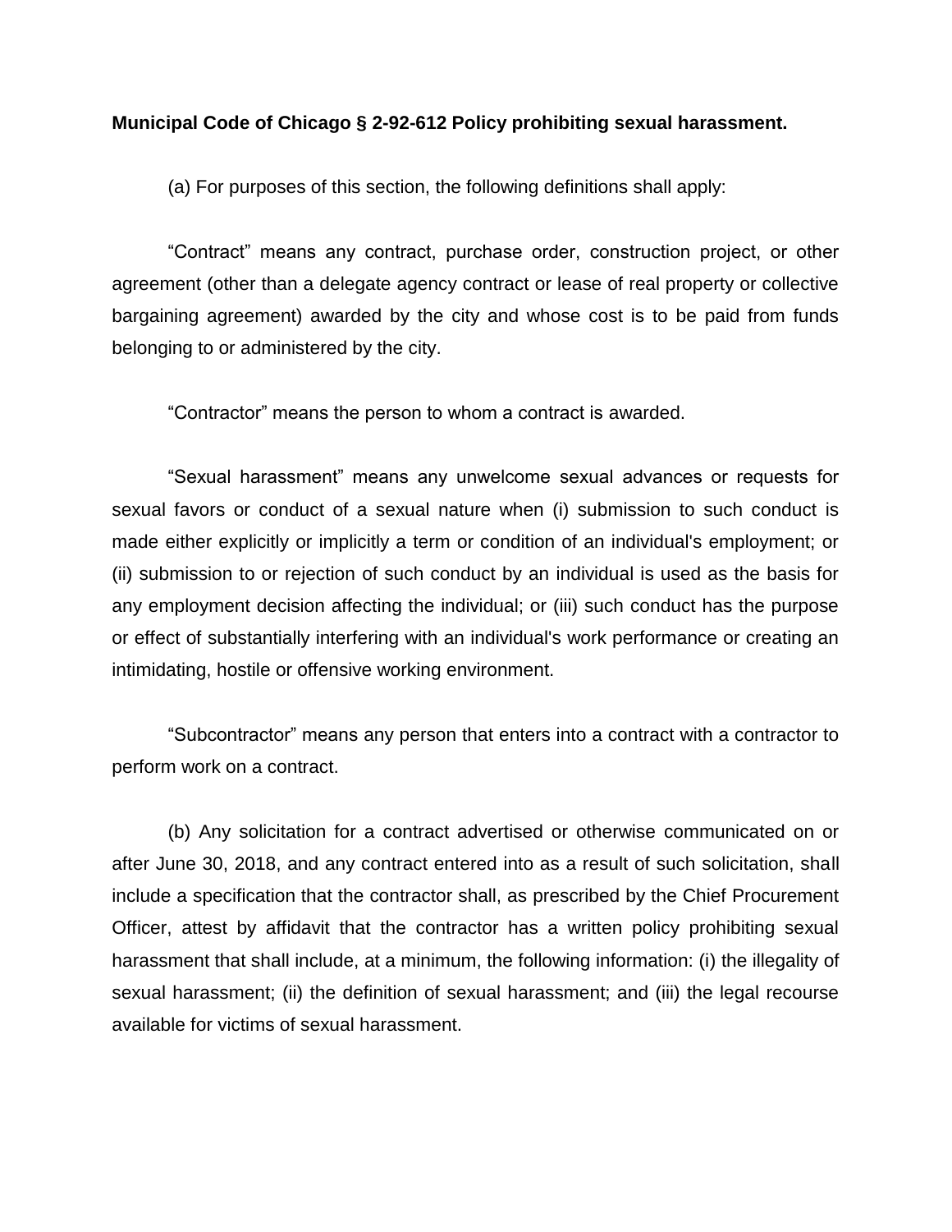**Municipal Code of Chicago § 2-92-612 Policy prohibiting sexual harassment.**

(a) For purposes of this section, the following definitions shall apply:

“Contract” means any contract, purchase order, construction project, or other agreement (other than a delegate agency contract or lease of real property or collective bargaining agreement) awarded by the city and whose cost is to be paid from funds belonging to or administered by the city.

“Contractor” means the person to whom a contract is awarded.

“Sexual harassment” means any unwelcome sexual advances or requests for sexual favors or conduct of a sexual nature when (i) submission to such conduct is made either explicitly or implicitly a term or condition of an individual's employment; or (ii) submission to or rejection of such conduct by an individual is used as the basis for any employment decision affecting the individual; or (iii) such conduct has the purpose or effect of substantially interfering with an individual's work performance or creating an intimidating, hostile or offensive working environment.

“Subcontractor” means any person that enters into a contract with a contractor to perform work on a contract.

(b) Any solicitation for a contract advertised or otherwise communicated on or after June 30, 2018, and any contract entered into as a result of such solicitation, shall include a specification that the contractor shall, as prescribed by the Chief Procurement Officer, attest by affidavit that the contractor has a written policy prohibiting sexual harassment that shall include, at a minimum, the following information: (i) the illegality of sexual harassment; (ii) the definition of sexual harassment; and (iii) the legal recourse available for victims of sexual harassment.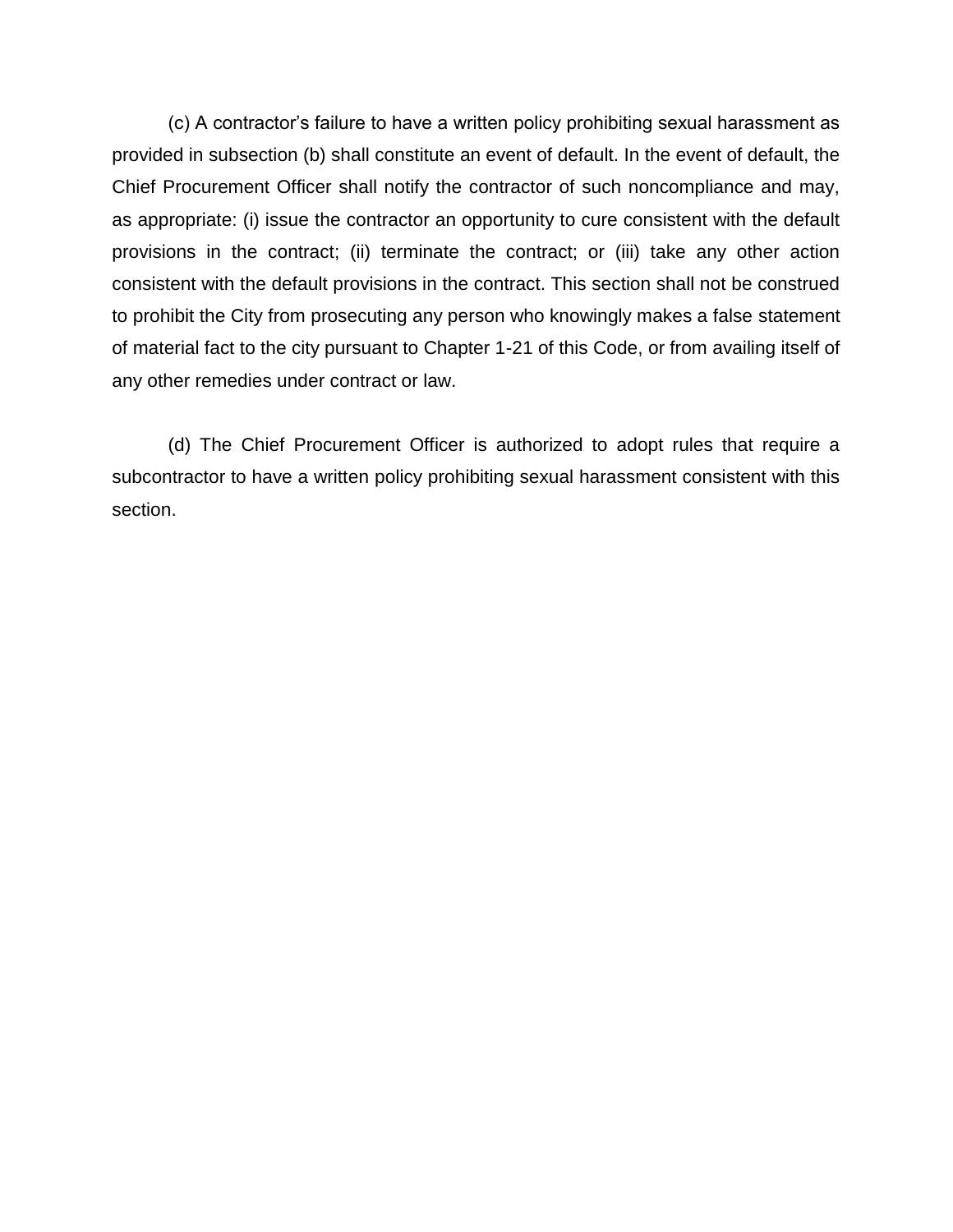(c) A contractor’s failure to have a written policy prohibiting sexual harassment as provided in subsection (b) shall constitute an event of default. In the event of default, the Chief Procurement Officer shall notify the contractor of such noncompliance and may, as appropriate: (i) issue the contractor an opportunity to cure consistent with the default provisions in the contract; (ii) terminate the contract; or (iii) take any other action consistent with the default provisions in the contract. This section shall not be construed to prohibit the City from prosecuting any person who knowingly makes a false statement of material fact to the city pursuant to Chapter 1-21 of this Code, or from availing itself of any other remedies under contract or law.

(d) The Chief Procurement Officer is authorized to adopt rules that require a subcontractor to have a written policy prohibiting sexual harassment consistent with this section.